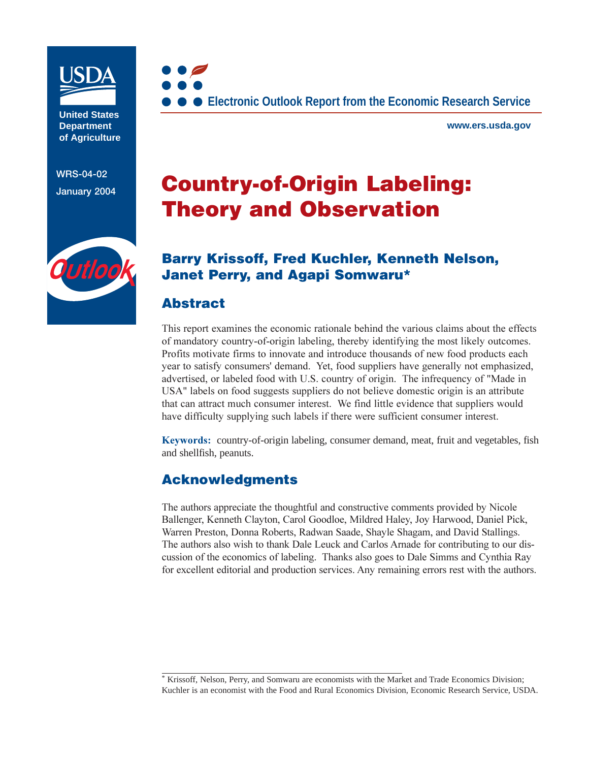United States Department of Agriculture

WRS-04-02

January 2004

Electronic Outlook Report from the Economic Research Service

www.ers.usda.gov

# Country-of-Origin Labeling: Theory and Observation

## Barry Krissoff, Fred Kuchler, Kenneth Nelson, Janet Perry, and Agapi Somwaru*

## Abstract

This report examines the economic rationale behind the various claims about the effects of mandatory country-of-origin labeling, thereby identifying the most likely outcomes. Profits motivate firms to innovate and introduce thousands of new food products each year to satisfy consumers' demand. Yet, food suppliers have generally not emphasized, advertised, or labeled food with U.S. country of origin. The infrequency of "Made in USA" labels on food suggests suppliers do not believe domestic origin is an attribute that can attract much consumer interest. We find little evidence that suppliers would have difficulty supplying such labels if there were sufficient consumer interest.

**Keywords:** country-of-origin labeling, consumer demand, meat, fruit and vegetables, fish and shellfish, peanuts.

## Acknowledgments

The authors appreciate the thoughtful and constructive comments provided by Nicole Ballenger, Kenneth Clayton, Carol Goodloe, Mildred Haley, Joy Harwood, Daniel Pick, Warren Preston, Donna Roberts, Radwan Saade, Shayle Shagam, and David Stallings. The authors also wish to thank Dale Leuck and Carlos Arnade for contributing to our discussion of the economics of labeling. Thanks also goes to Dale Simms and Cynthia Ray for excellent editorial and production services. Any remaining errors rest with the authors.

---

* Krissoff, Nelson, Perry, and Somwaru are economists with the Market and Trade Economics Division; Kuchler is an economist with the Food and Rural Economics Division, Economic Research Service, USDA.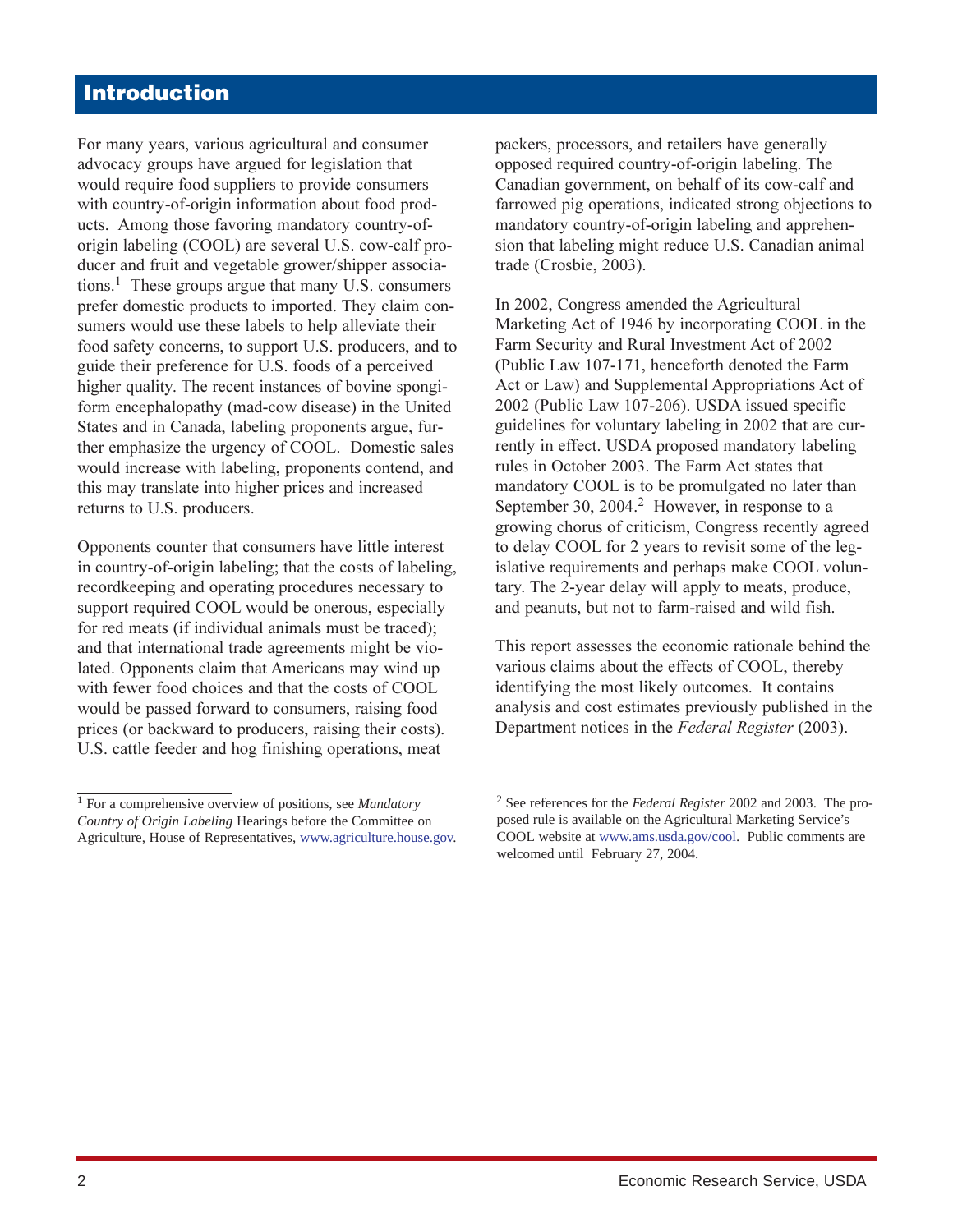# Introduction

For many years, various agricultural and consumer advocacy groups have argued for legislation that would require food suppliers to provide consumers with country-of-origin information about food products. Among those favoring mandatory country-of-origin labeling (COOL) are several U.S. cow-calf producer and fruit and vegetable grower/shipper associations.[1] These groups argue that many U.S. consumers prefer domestic products to imported. They claim consumers would use these labels to help alleviate their food safety concerns, to support U.S. producers, and to guide their preference for U.S. foods of a perceived higher quality. The recent instances of bovine spongiform encephalopathy (mad-cow disease) in the United States and in Canada, labeling proponents argue, further emphasize the urgency of COOL. Domestic sales would increase with labeling, proponents contend, and this may translate into higher prices and increased returns to U.S. producers.

Opponents counter that consumers have little interest in country-of-origin labeling; that the costs of labeling, recordkeeping and operating procedures necessary to support required COOL would be onerous, especially for red meats (if individual animals must be traced); and that international trade agreements might be violated. Opponents claim that Americans may wind up with fewer food choices and that the costs of COOL would be passed forward to consumers, raising food prices (or backward to producers, raising their costs). U.S. cattle feeder and hog finishing operations, meat packers, processors, and retailers have generally opposed required country-of-origin labeling. The Canadian government, on behalf of its cow-calf and farrowed pig operations, indicated strong objections to mandatory country-of-origin labeling and apprehension that labeling might reduce U.S. Canadian animal trade (Crosbie, 2003).

In 2002, Congress amended the Agricultural Marketing Act of 1946 by incorporating COOL in the Farm Security and Rural Investment Act of 2002 (Public Law 107-171, henceforth denoted the Farm Act or Law) and Supplemental Appropriations Act of 2002 (Public Law 107-206). USDA issued specific guidelines for voluntary labeling in 2002 that are currently in effect. USDA proposed mandatory labeling rules in October 2003. The Farm Act states that mandatory COOL is to be promulgated no later than September 30, 2004.[2] However, in response to a growing chorus of criticism, Congress recently agreed to delay COOL for 2 years to revisit some of the legislative requirements and perhaps make COOL voluntary. The 2-year delay will apply to meats, produce, and peanuts, but not to farm-raised and wild fish.

This report assesses the economic rationale behind the various claims about the effects of COOL, thereby identifying the most likely outcomes. It contains analysis and cost estimates previously published in the Department notices in the *Federal Register* (2003).

---

[1] For a comprehensive overview of positions, see *Mandatory Country of Origin Labeling* Hearings before the Committee on Agriculture, House of Representatives, www.agriculture.house.gov.

[2] See references for the *Federal Register* 2002 and 2003. The proposed rule is available on the Agricultural Marketing Service's COOL website at www.ams.usda.gov/cool. Public comments are welcomed until February 27, 2004.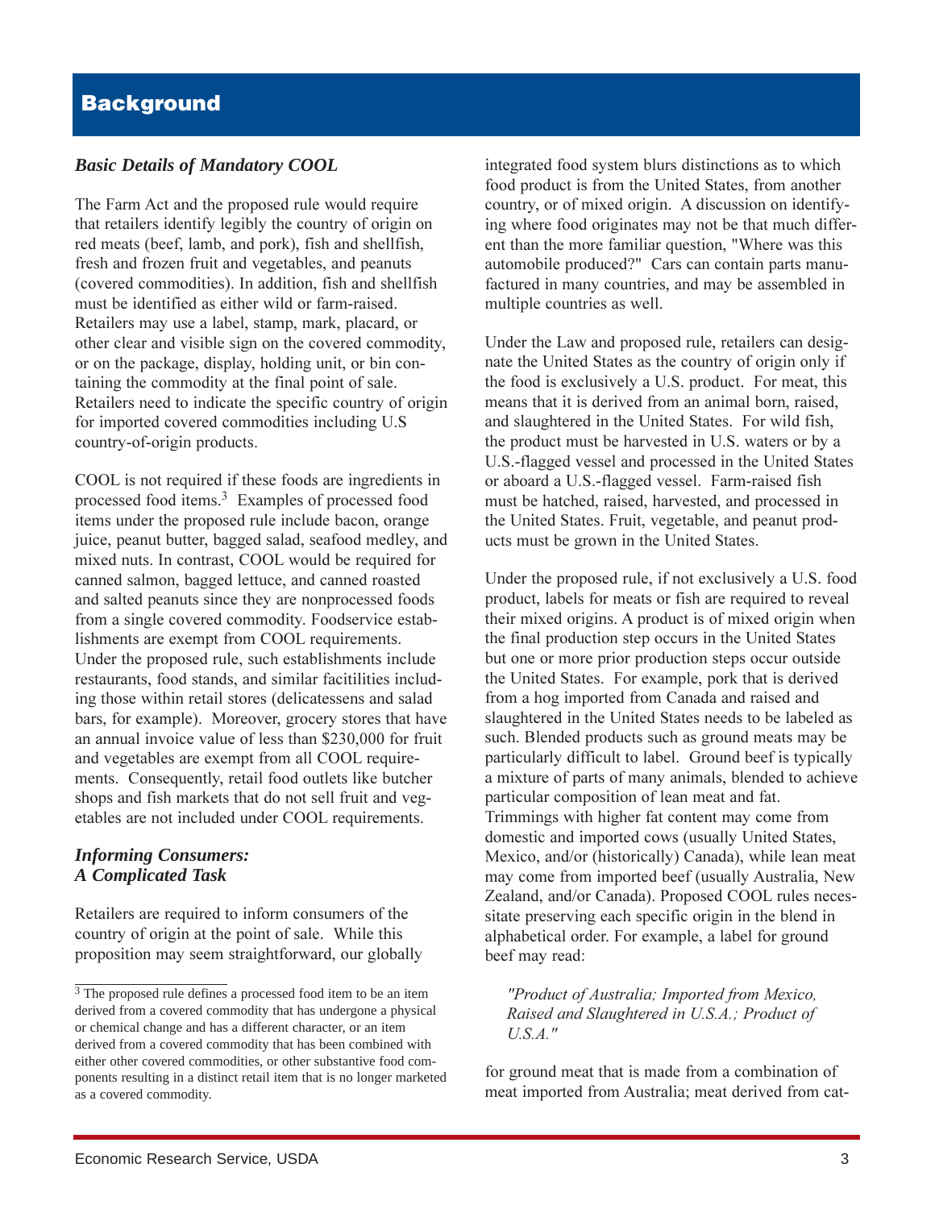## Background

### *Basic Details of Mandatory COOL*

The Farm Act and the proposed rule would require that retailers identify legibly the country of origin on red meats (beef, lamb, and pork), fish and shellfish, fresh and frozen fruit and vegetables, and peanuts (covered commodities). In addition, fish and shellfish must be identified as either wild or farm-raised. Retailers may use a label, stamp, mark, placard, or other clear and visible sign on the covered commodity, or on the package, display, holding unit, or bin containing the commodity at the final point of sale. Retailers need to indicate the specific country of origin for imported covered commodities including U.S country-of-origin products.

COOL is not required if these foods are ingredients in processed food items.[3] Examples of processed food items under the proposed rule include bacon, orange juice, peanut butter, bagged salad, seafood medley, and mixed nuts. In contrast, COOL would be required for canned salmon, bagged lettuce, and canned roasted and salted peanuts since they are nonprocessed foods from a single covered commodity. Foodservice establishments are exempt from COOL requirements. Under the proposed rule, such establishments include restaurants, food stands, and similar facitilities including those within retail stores (delicatessens and salad bars, for example). Moreover, grocery stores that have an annual invoice value of less than $230,000 for fruit and vegetables are exempt from all COOL requirements. Consequently, retail food outlets like butcher shops and fish markets that do not sell fruit and vegetables are not included under COOL requirements.

### *Informing Consumers: A Complicated Task*

Retailers are required to inform consumers of the country of origin at the point of sale. While this proposition may seem straightforward, our globally integrated food system blurs distinctions as to which food product is from the United States, from another country, or of mixed origin. A discussion on identifying where food originates may not be that much different than the more familiar question, "Where was this automobile produced?" Cars can contain parts manufactured in many countries, and may be assembled in multiple countries as well.

Under the Law and proposed rule, retailers can designate the United States as the country of origin only if the food is exclusively a U.S. product. For meat, this means that it is derived from an animal born, raised, and slaughtered in the United States. For wild fish, the product must be harvested in U.S. waters or by a U.S.-flagged vessel and processed in the United States or aboard a U.S.-flagged vessel. Farm-raised fish must be hatched, raised, harvested, and processed in the United States. Fruit, vegetable, and peanut products must be grown in the United States.

Under the proposed rule, if not exclusively a U.S. food product, labels for meats or fish are required to reveal their mixed origins. A product is of mixed origin when the final production step occurs in the United States but one or more prior production steps occur outside the United States. For example, pork that is derived from a hog imported from Canada and raised and slaughtered in the United States needs to be labeled as such. Blended products such as ground meats may be particularly difficult to label. Ground beef is typically a mixture of parts of many animals, blended to achieve particular composition of lean meat and fat. Trimmings with higher fat content may come from domestic and imported cows (usually United States, Mexico, and/or (historically) Canada), while lean meat may come from imported beef (usually Australia, New Zealand, and/or Canada). Proposed COOL rules necessitate preserving each specific origin in the blend in alphabetical order. For example, a label for ground beef may read:

> *"Product of Australia; Imported from Mexico, Raised and Slaughtered in U.S.A.; Product of U.S.A."*

for ground meat that is made from a combination of meat imported from Australia; meat derived from cat-

---

[3] The proposed rule defines a processed food item to be an item derived from a covered commodity that has undergone a physical or chemical change and has a different character, or an item derived from a covered commodity that has been combined with either other covered commodities, or other substantive food components resulting in a distinct retail item that is no longer marketed as a covered commodity.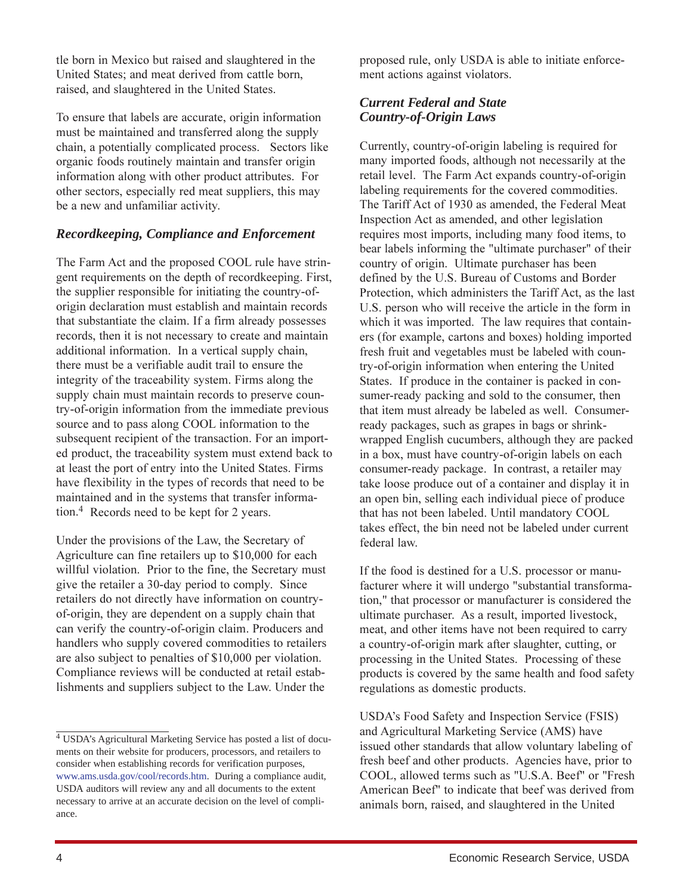tle born in Mexico but raised and slaughtered in the United States; and meat derived from cattle born, raised, and slaughtered in the United States.

To ensure that labels are accurate, origin information must be maintained and transferred along the supply chain, a potentially complicated process. Sectors like organic foods routinely maintain and transfer origin information along with other product attributes. For other sectors, especially red meat suppliers, this may be a new and unfamiliar activity.

### *Recordkeeping, Compliance and Enforcement*

The Farm Act and the proposed COOL rule have stringent requirements on the depth of recordkeeping. First, the supplier responsible for initiating the country-of-origin declaration must establish and maintain records that substantiate the claim. If a firm already possesses records, then it is not necessary to create and maintain additional information. In a vertical supply chain, there must be a verifiable audit trail to ensure the integrity of the traceability system. Firms along the supply chain must maintain records to preserve country-of-origin information from the immediate previous source and to pass along COOL information to the subsequent recipient of the transaction. For an imported product, the traceability system must extend back to at least the port of entry into the United States. Firms have flexibility in the types of records that need to be maintained and in the systems that transfer information.[4] Records need to be kept for 2 years.

Under the provisions of the Law, the Secretary of Agriculture can fine retailers up to $10,000 for each willful violation. Prior to the fine, the Secretary must give the retailer a 30-day period to comply. Since retailers do not directly have information on country-of-origin, they are dependent on a supply chain that can verify the country-of-origin claim. Producers and handlers who supply covered commodities to retailers are also subject to penalties of $10,000 per violation. Compliance reviews will be conducted at retail establishments and suppliers subject to the Law. Under the proposed rule, only USDA is able to initiate enforcement actions against violators.

### *Current Federal and State Country-of-Origin Laws*

Currently, country-of-origin labeling is required for many imported foods, although not necessarily at the retail level. The Farm Act expands country-of-origin labeling requirements for the covered commodities. The Tariff Act of 1930 as amended, the Federal Meat Inspection Act as amended, and other legislation requires most imports, including many food items, to bear labels informing the "ultimate purchaser" of their country of origin. Ultimate purchaser has been defined by the U.S. Bureau of Customs and Border Protection, which administers the Tariff Act, as the last U.S. person who will receive the article in the form in which it was imported. The law requires that containers (for example, cartons and boxes) holding imported fresh fruit and vegetables must be labeled with country-of-origin information when entering the United States. If produce in the container is packed in consumer-ready packing and sold to the consumer, then that item must already be labeled as well. Consumer-ready packages, such as grapes in bags or shrink-wrapped English cucumbers, although they are packed in a box, must have country-of-origin labels on each consumer-ready package. In contrast, a retailer may take loose produce out of a container and display it in an open bin, selling each individual piece of produce that has not been labeled. Until mandatory COOL takes effect, the bin need not be labeled under current federal law.

If the food is destined for a U.S. processor or manufacturer where it will undergo "substantial transformation," that processor or manufacturer is considered the ultimate purchaser. As a result, imported livestock, meat, and other items have not been required to carry a country-of-origin mark after slaughter, cutting, or processing in the United States. Processing of these products is covered by the same health and food safety regulations as domestic products.

USDA's Food Safety and Inspection Service (FSIS) and Agricultural Marketing Service (AMS) have issued other standards that allow voluntary labeling of fresh beef and other products. Agencies have, prior to COOL, allowed terms such as "U.S.A. Beef" or "Fresh American Beef" to indicate that beef was derived from animals born, raised, and slaughtered in the United

---

[4] USDA's Agricultural Marketing Service has posted a list of documents on their website for producers, processors, and retailers to consider when establishing records for verification purposes, www.ams.usda.gov/cool/records.htm. During a compliance audit, USDA auditors will review any and all documents to the extent necessary to arrive at an accurate decision on the level of compliance.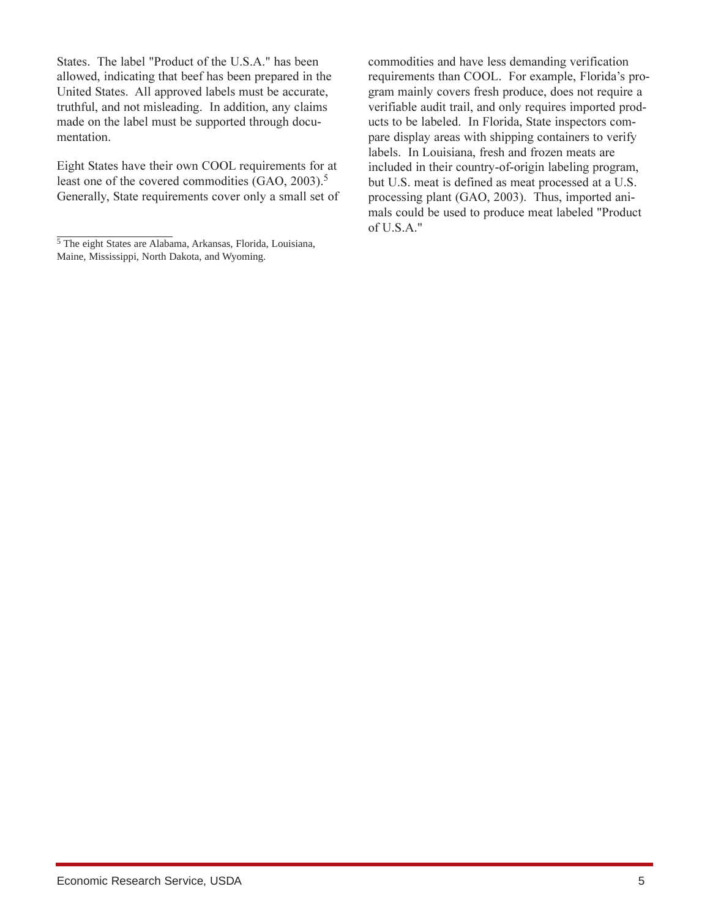States. The label "Product of the U.S.A." has been allowed, indicating that beef has been prepared in the United States. All approved labels must be accurate, truthful, and not misleading. In addition, any claims made on the label must be supported through documentation.

Eight States have their own COOL requirements for at least one of the covered commodities (GAO, 2003).[5] Generally, State requirements cover only a small set of commodities and have less demanding verification requirements than COOL. For example, Florida's program mainly covers fresh produce, does not require a verifiable audit trail, and only requires imported products to be labeled. In Florida, State inspectors compare display areas with shipping containers to verify labels. In Louisiana, fresh and frozen meats are included in their country-of-origin labeling program, but U.S. meat is defined as meat processed at a U.S. processing plant (GAO, 2003). Thus, imported animals could be used to produce meat labeled "Product of U.S.A."

[5] The eight States are Alabama, Arkansas, Florida, Louisiana, Maine, Mississippi, North Dakota, and Wyoming.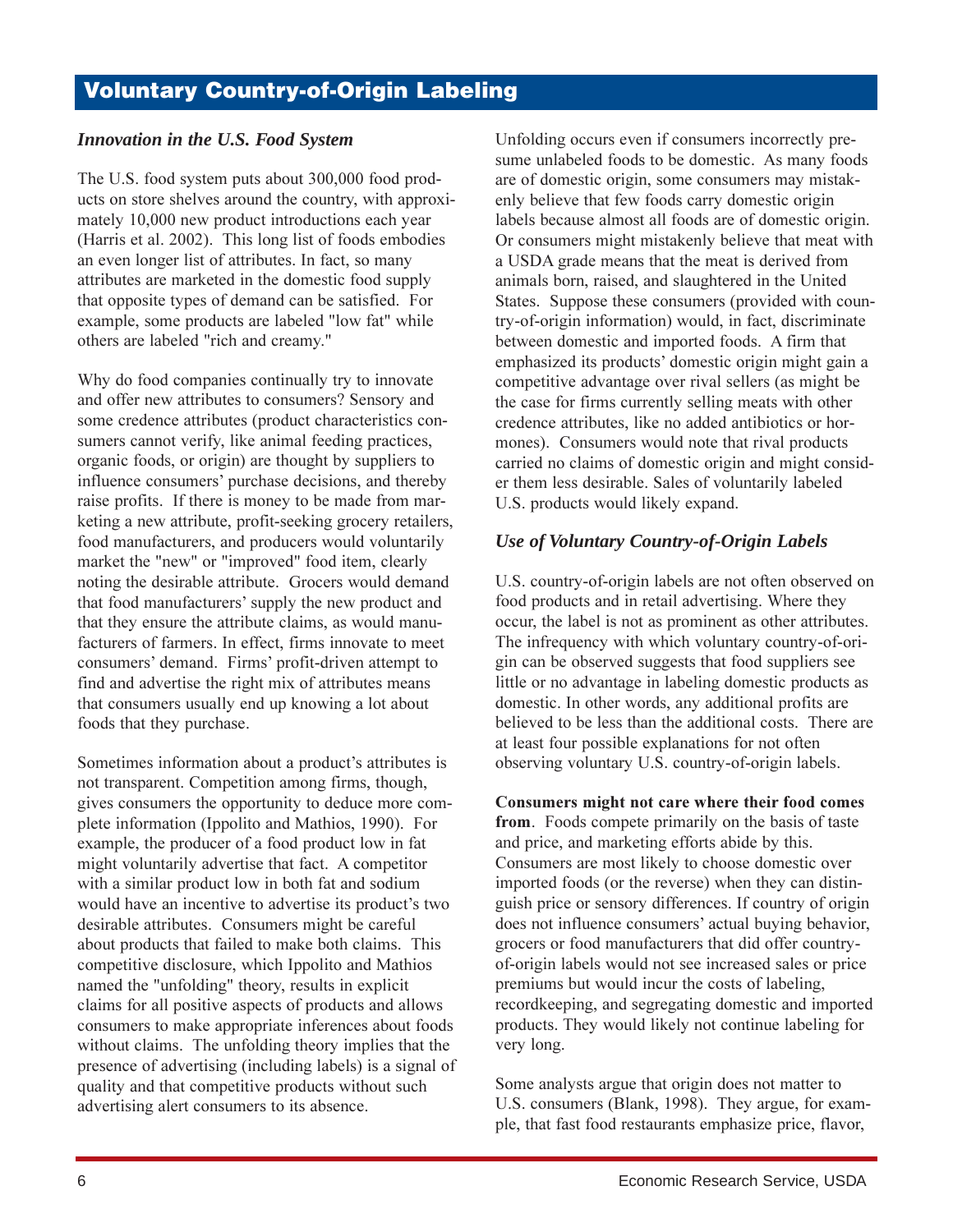# Voluntary Country-of-Origin Labeling

## *Innovation in the U.S. Food System*

The U.S. food system puts about 300,000 food products on store shelves around the country, with approximately 10,000 new product introductions each year (Harris et al. 2002). This long list of foods embodies an even longer list of attributes. In fact, so many attributes are marketed in the domestic food supply that opposite types of demand can be satisfied. For example, some products are labeled "low fat" while others are labeled "rich and creamy."

Why do food companies continually try to innovate and offer new attributes to consumers? Sensory and some credence attributes (product characteristics consumers cannot verify, like animal feeding practices, organic foods, or origin) are thought by suppliers to influence consumers' purchase decisions, and thereby raise profits. If there is money to be made from marketing a new attribute, profit-seeking grocery retailers, food manufacturers, and producers would voluntarily market the "new" or "improved" food item, clearly noting the desirable attribute. Grocers would demand that food manufacturers' supply the new product and that they ensure the attribute claims, as would manufacturers of farmers. In effect, firms innovate to meet consumers' demand. Firms' profit-driven attempt to find and advertise the right mix of attributes means that consumers usually end up knowing a lot about foods that they purchase.

Sometimes information about a product's attributes is not transparent. Competition among firms, though, gives consumers the opportunity to deduce more complete information (Ippolito and Mathios, 1990). For example, the producer of a food product low in fat might voluntarily advertise that fact. A competitor with a similar product low in both fat and sodium would have an incentive to advertise its product's two desirable attributes. Consumers might be careful about products that failed to make both claims. This competitive disclosure, which Ippolito and Mathios named the "unfolding" theory, results in explicit claims for all positive aspects of products and allows consumers to make appropriate inferences about foods without claims. The unfolding theory implies that the presence of advertising (including labels) is a signal of quality and that competitive products without such advertising alert consumers to its absence.

Unfolding occurs even if consumers incorrectly presume unlabeled foods to be domestic. As many foods are of domestic origin, some consumers may mistakenly believe that few foods carry domestic origin labels because almost all foods are of domestic origin. Or consumers might mistakenly believe that meat with a USDA grade means that the meat is derived from animals born, raised, and slaughtered in the United States. Suppose these consumers (provided with country-of-origin information) would, in fact, discriminate between domestic and imported foods. A firm that emphasized its products' domestic origin might gain a competitive advantage over rival sellers (as might be the case for firms currently selling meats with other credence attributes, like no added antibiotics or hormones). Consumers would note that rival products carried no claims of domestic origin and might consider them less desirable. Sales of voluntarily labeled U.S. products would likely expand.

## *Use of Voluntary Country-of-Origin Labels*

U.S. country-of-origin labels are not often observed on food products and in retail advertising. Where they occur, the label is not as prominent as other attributes. The infrequency with which voluntary country-of-origin can be observed suggests that food suppliers see little or no advantage in labeling domestic products as domestic. In other words, any additional profits are believed to be less than the additional costs. There are at least four possible explanations for not often observing voluntary U.S. country-of-origin labels.

**Consumers might not care where their food comes from**. Foods compete primarily on the basis of taste and price, and marketing efforts abide by this. Consumers are most likely to choose domestic over imported foods (or the reverse) when they can distinguish price or sensory differences. If country of origin does not influence consumers' actual buying behavior, grocers or food manufacturers that did offer country-of-origin labels would not see increased sales or price premiums but would incur the costs of labeling, recordkeeping, and segregating domestic and imported products. They would likely not continue labeling for very long.

Some analysts argue that origin does not matter to U.S. consumers (Blank, 1998). They argue, for example, that fast food restaurants emphasize price, flavor,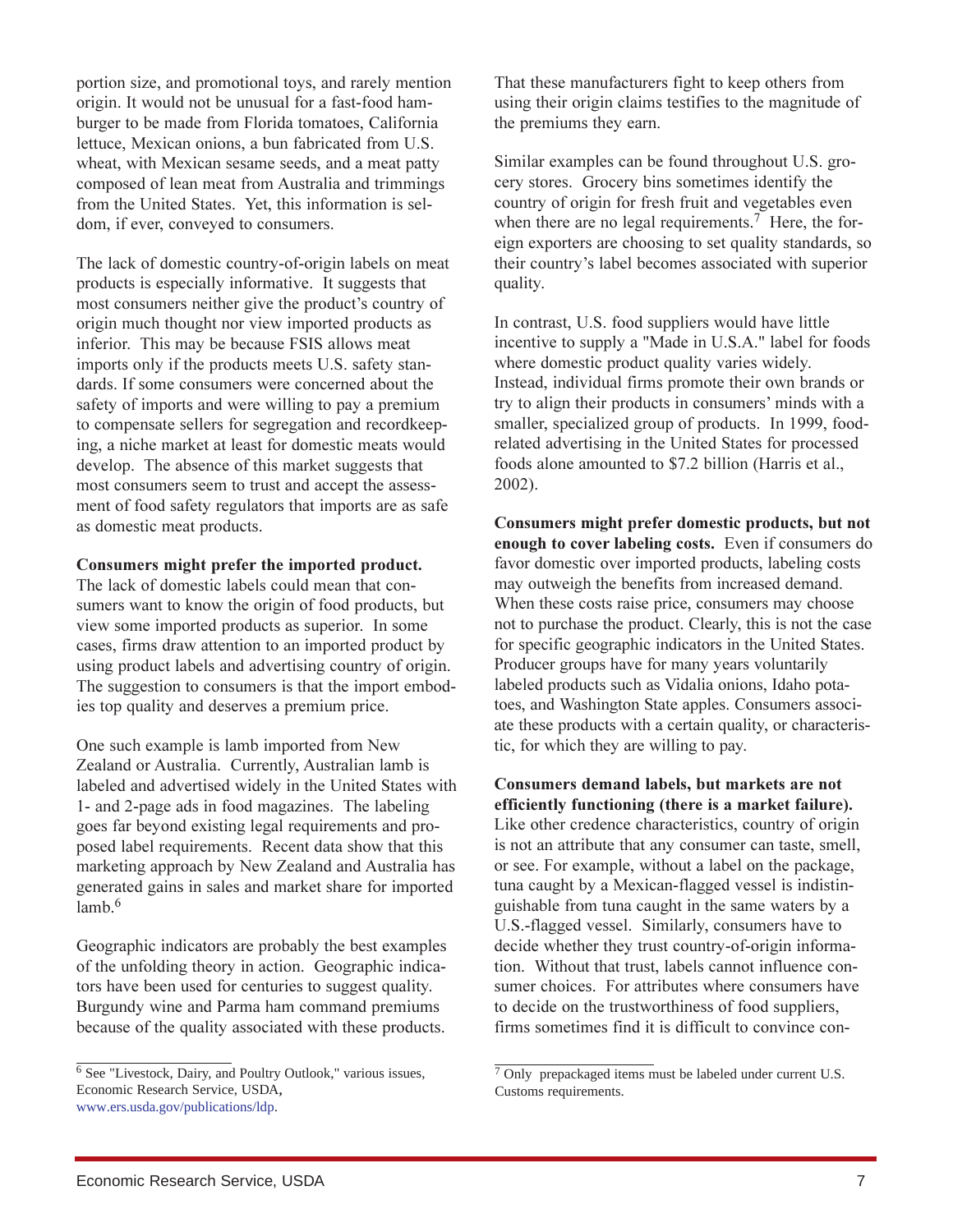portion size, and promotional toys, and rarely mention origin. It would not be unusual for a fast-food hamburger to be made from Florida tomatoes, California lettuce, Mexican onions, a bun fabricated from U.S. wheat, with Mexican sesame seeds, and a meat patty composed of lean meat from Australia and trimmings from the United States. Yet, this information is seldom, if ever, conveyed to consumers.

The lack of domestic country-of-origin labels on meat products is especially informative. It suggests that most consumers neither give the product's country of origin much thought nor view imported products as inferior. This may be because FSIS allows meat imports only if the products meets U.S. safety standards. If some consumers were concerned about the safety of imports and were willing to pay a premium to compensate sellers for segregation and recordkeeping, a niche market at least for domestic meats would develop. The absence of this market suggests that most consumers seem to trust and accept the assessment of food safety regulators that imports are as safe as domestic meat products.

**Consumers might prefer the imported product.** The lack of domestic labels could mean that consumers want to know the origin of food products, but view some imported products as superior. In some cases, firms draw attention to an imported product by using product labels and advertising country of origin. The suggestion to consumers is that the import embodies top quality and deserves a premium price.

One such example is lamb imported from New Zealand or Australia. Currently, Australian lamb is labeled and advertised widely in the United States with 1- and 2-page ads in food magazines. The labeling goes far beyond existing legal requirements and proposed label requirements. Recent data show that this marketing approach by New Zealand and Australia has generated gains in sales and market share for imported lamb.[6]

Geographic indicators are probably the best examples of the unfolding theory in action. Geographic indicators have been used for centuries to suggest quality. Burgundy wine and Parma ham command premiums because of the quality associated with these products. That these manufacturers fight to keep others from using their origin claims testifies to the magnitude of the premiums they earn.

Similar examples can be found throughout U.S. grocery stores. Grocery bins sometimes identify the country of origin for fresh fruit and vegetables even when there are no legal requirements.[7] Here, the foreign exporters are choosing to set quality standards, so their country's label becomes associated with superior quality.

In contrast, U.S. food suppliers would have little incentive to supply a "Made in U.S.A." label for foods where domestic product quality varies widely. Instead, individual firms promote their own brands or try to align their products in consumers' minds with a smaller, specialized group of products. In 1999, food-related advertising in the United States for processed foods alone amounted to $7.2 billion (Harris et al., 2002).

**Consumers might prefer domestic products, but not enough to cover labeling costs.** Even if consumers do favor domestic over imported products, labeling costs may outweigh the benefits from increased demand. When these costs raise price, consumers may choose not to purchase the product. Clearly, this is not the case for specific geographic indicators in the United States. Producer groups have for many years voluntarily labeled products such as Vidalia onions, Idaho potatoes, and Washington State apples. Consumers associate these products with a certain quality, or characteristic, for which they are willing to pay.

**Consumers demand labels, but markets are not efficiently functioning (there is a market failure).** Like other credence characteristics, country of origin is not an attribute that any consumer can taste, smell, or see. For example, without a label on the package, tuna caught by a Mexican-flagged vessel is indistinguishable from tuna caught in the same waters by a U.S.-flagged vessel. Similarly, consumers have to decide whether they trust country-of-origin information. Without that trust, labels cannot influence consumer choices. For attributes where consumers have to decide on the trustworthiness of food suppliers, firms sometimes find it is difficult to convince con-

---

[6] See "Livestock, Dairy, and Poultry Outlook," various issues, Economic Research Service, USDA, www.ers.usda.gov/publications/ldp.

[7] Only prepackaged items must be labeled under current U.S. Customs requirements.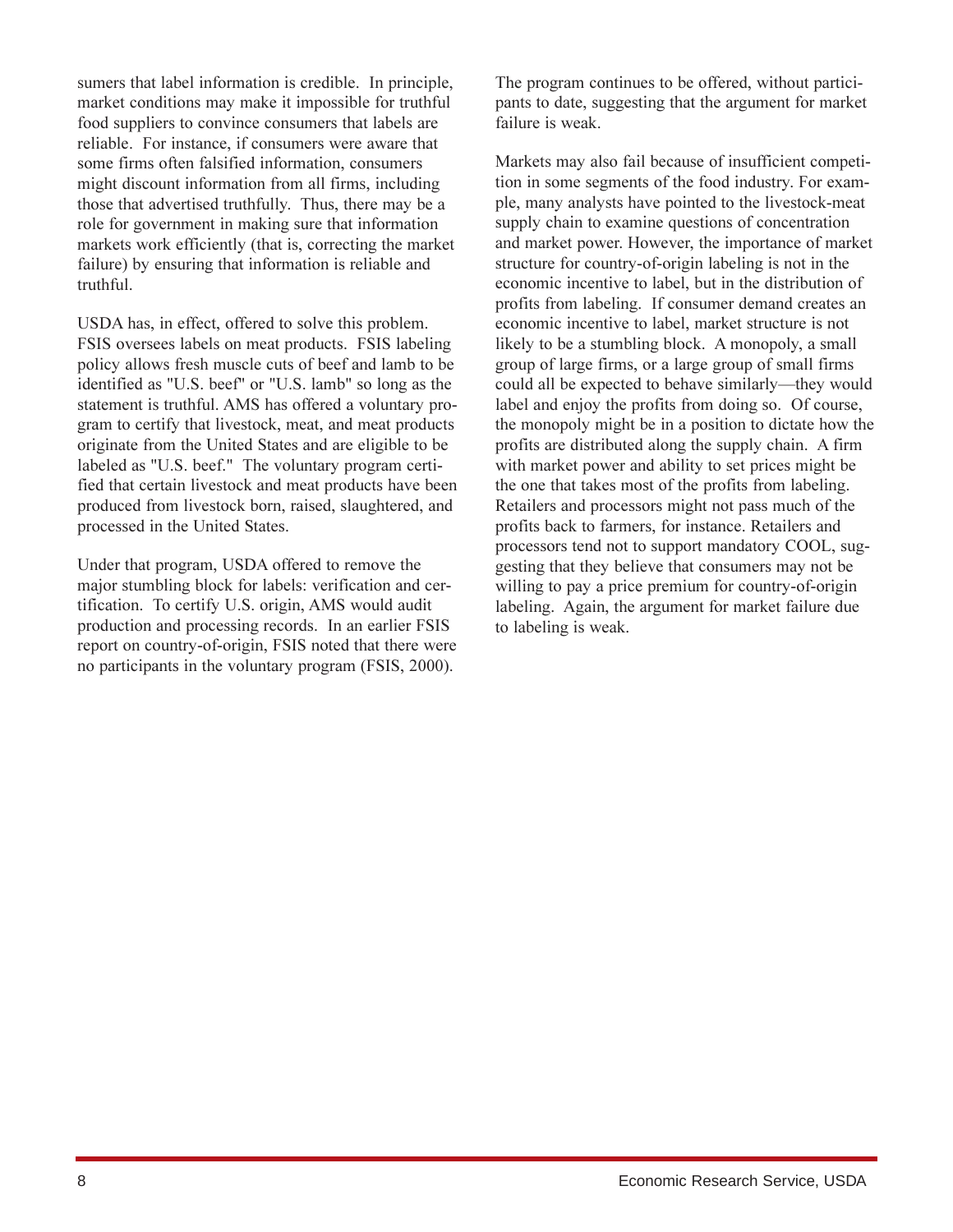sumers that label information is credible. In principle, market conditions may make it impossible for truthful food suppliers to convince consumers that labels are reliable. For instance, if consumers were aware that some firms often falsified information, consumers might discount information from all firms, including those that advertised truthfully. Thus, there may be a role for government in making sure that information markets work efficiently (that is, correcting the market failure) by ensuring that information is reliable and truthful.

USDA has, in effect, offered to solve this problem. FSIS oversees labels on meat products. FSIS labeling policy allows fresh muscle cuts of beef and lamb to be identified as "U.S. beef" or "U.S. lamb" so long as the statement is truthful. AMS has offered a voluntary program to certify that livestock, meat, and meat products originate from the United States and are eligible to be labeled as "U.S. beef." The voluntary program certified that certain livestock and meat products have been produced from livestock born, raised, slaughtered, and processed in the United States.

Under that program, USDA offered to remove the major stumbling block for labels: verification and certification. To certify U.S. origin, AMS would audit production and processing records. In an earlier FSIS report on country-of-origin, FSIS noted that there were no participants in the voluntary program (FSIS, 2000). The program continues to be offered, without participants to date, suggesting that the argument for market failure is weak.

Markets may also fail because of insufficient competition in some segments of the food industry. For example, many analysts have pointed to the livestock-meat supply chain to examine questions of concentration and market power. However, the importance of market structure for country-of-origin labeling is not in the economic incentive to label, but in the distribution of profits from labeling. If consumer demand creates an economic incentive to label, market structure is not likely to be a stumbling block. A monopoly, a small group of large firms, or a large group of small firms could all be expected to behave similarly—they would label and enjoy the profits from doing so. Of course, the monopoly might be in a position to dictate how the profits are distributed along the supply chain. A firm with market power and ability to set prices might be the one that takes most of the profits from labeling. Retailers and processors might not pass much of the profits back to farmers, for instance. Retailers and processors tend not to support mandatory COOL, suggesting that they believe that consumers may not be willing to pay a price premium for country-of-origin labeling. Again, the argument for market failure due to labeling is weak.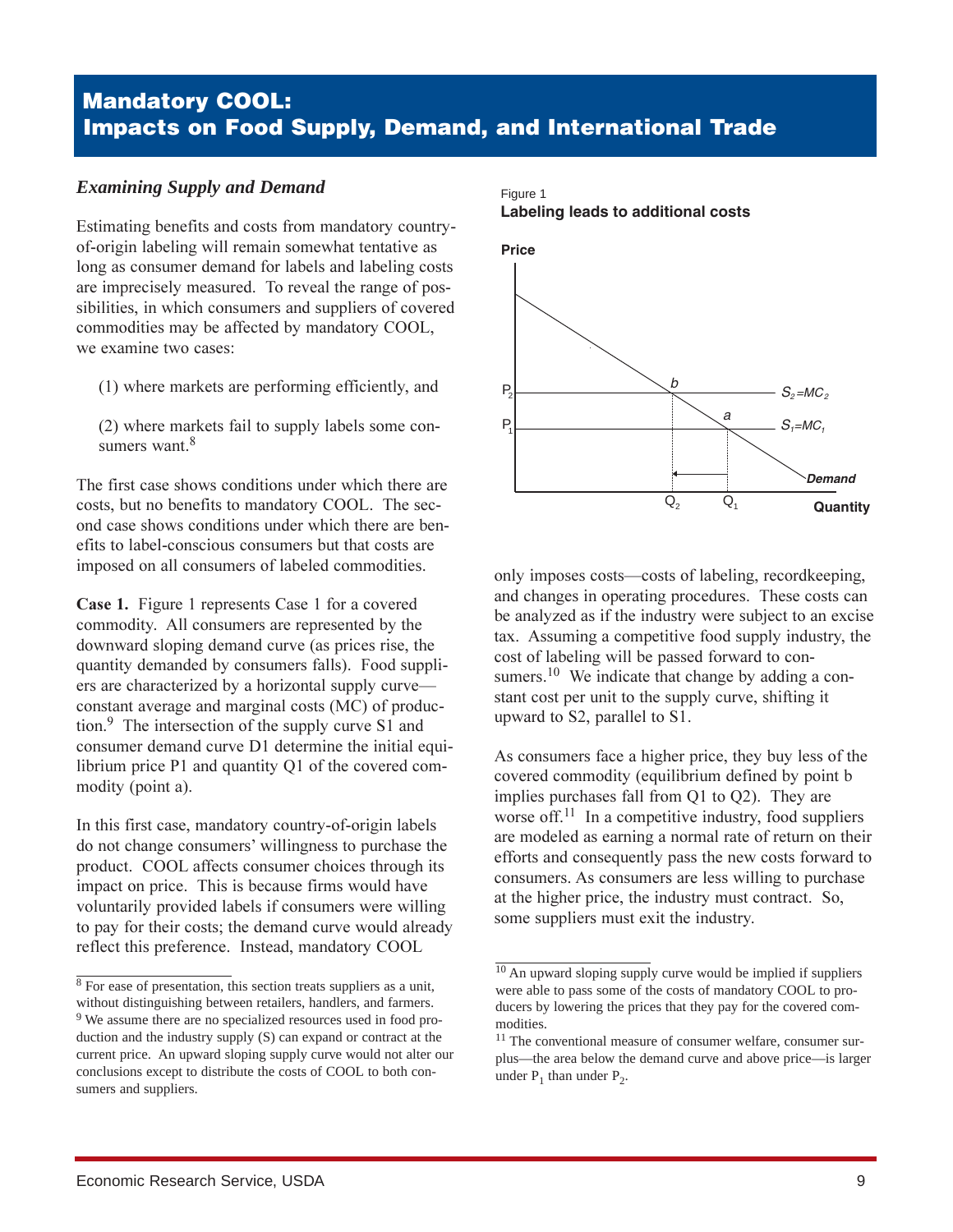## Mandatory COOL: Impacts on Food Supply, Demand, and International Trade

### *Examining Supply and Demand*

Estimating benefits and costs from mandatory country-of-origin labeling will remain somewhat tentative as long as consumer demand for labels and labeling costs are imprecisely measured. To reveal the range of possibilities, in which consumers and suppliers of covered commodities may be affected by mandatory COOL, we examine two cases:

(1) where markets are performing efficiently, and

(2) where markets fail to supply labels some consumers want.[8]

The first case shows conditions under which there are costs, but no benefits to mandatory COOL. The second case shows conditions under which there are benefits to label-conscious consumers but that costs are imposed on all consumers of labeled commodities.

**Case 1.** Figure 1 represents Case 1 for a covered commodity. All consumers are represented by the downward sloping demand curve (as prices rise, the quantity demanded by consumers falls). Food suppliers are characterized by a horizontal supply curve—constant average and marginal costs (MC) of production.[9] The intersection of the supply curve S1 and consumer demand curve D1 determine the initial equilibrium price P1 and quantity Q1 of the covered commodity (point a).

In this first case, mandatory country-of-origin labels do not change consumers' willingness to purchase the product. COOL affects consumer choices through its impact on price. This is because firms would have voluntarily provided labels if consumers were willing to pay for their costs; the demand curve would already reflect this preference. Instead, mandatory COOL only imposes costs—costs of labeling, recordkeeping, and changes in operating procedures. These costs can be analyzed as if the industry were subject to an excise tax. Assuming a competitive food supply industry, the cost of labeling will be passed forward to consumers.[10] We indicate that change by adding a constant cost per unit to the supply curve, shifting it upward to S2, parallel to S1.

Figure 1
**Labeling leads to additional costs**

As consumers face a higher price, they buy less of the covered commodity (equilibrium defined by point b implies purchases fall from Q1 to Q2). They are worse off.[11] In a competitive industry, food suppliers are modeled as earning a normal rate of return on their efforts and consequently pass the new costs forward to consumers. As consumers are less willing to purchase at the higher price, the industry must contract. So, some suppliers must exit the industry.

---

[8] For ease of presentation, this section treats suppliers as a unit, without distinguishing between retailers, handlers, and farmers.

[9] We assume there are no specialized resources used in food production and the industry supply (S) can expand or contract at the current price. An upward sloping supply curve would not alter our conclusions except to distribute the costs of COOL to both consumers and suppliers.

[10] An upward sloping supply curve would be implied if suppliers were able to pass some of the costs of mandatory COOL to producers by lowering the prices that they pay for the covered commodities.

[11] The conventional measure of consumer welfare, consumer surplus—the area below the demand curve and above price—is larger under $P_1$ than under $P_2$.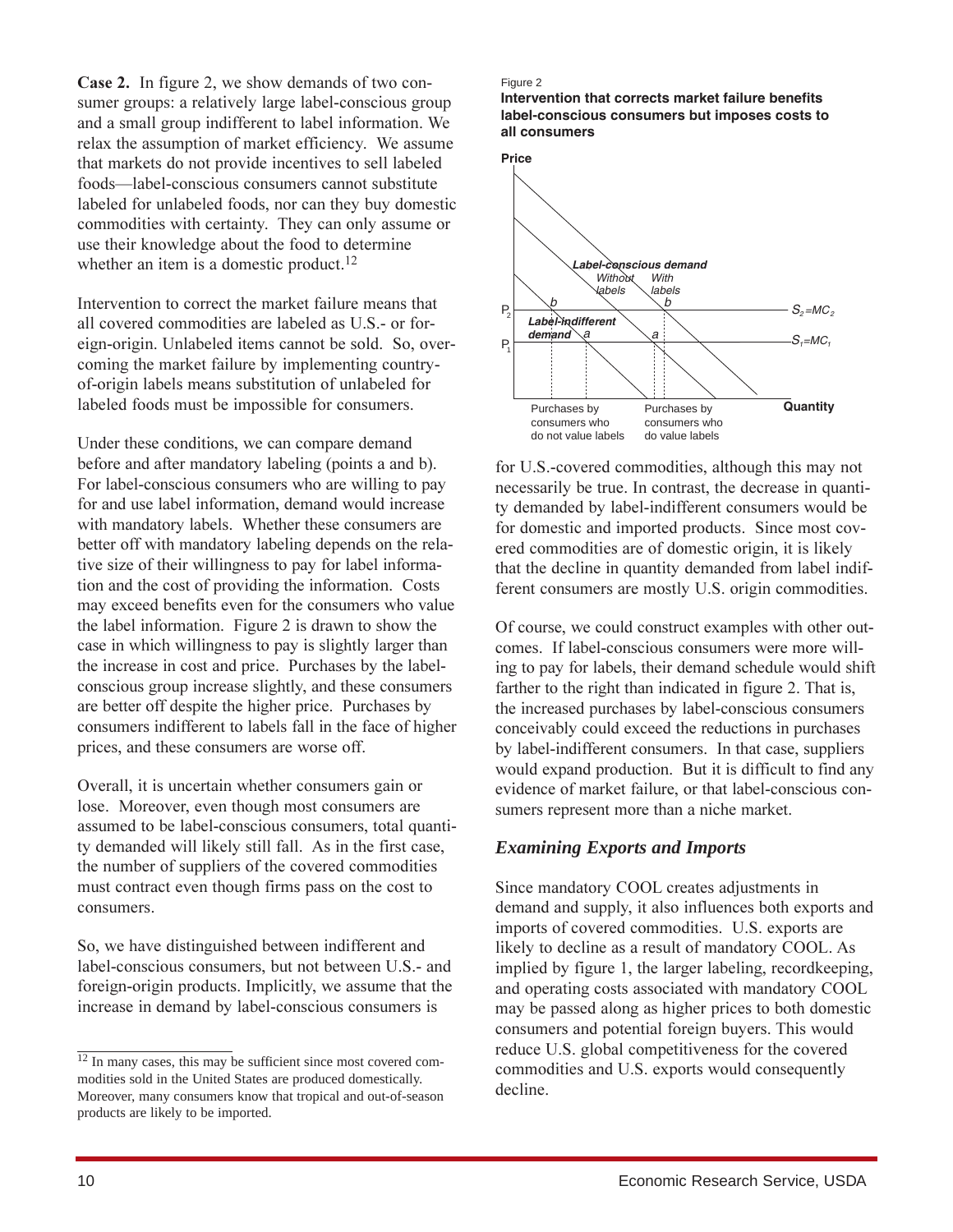**Case 2.** In figure 2, we show demands of two consumer groups: a relatively large label-conscious group and a small group indifferent to label information. We relax the assumption of market efficiency. We assume that markets do not provide incentives to sell labeled foods—label-conscious consumers cannot substitute labeled for unlabeled foods, nor can they buy domestic commodities with certainty. They can only assume or use their knowledge about the food to determine whether an item is a domestic product.[12]

Intervention to correct the market failure means that all covered commodities are labeled as U.S.- or foreign-origin. Unlabeled items cannot be sold. So, overcoming the market failure by implementing country-of-origin labels means substitution of unlabeled for labeled foods must be impossible for consumers.

Under these conditions, we can compare demand before and after mandatory labeling (points a and b). For label-conscious consumers who are willing to pay for and use label information, demand would increase with mandatory labels. Whether these consumers are better off with mandatory labeling depends on the relative size of their willingness to pay for label information and the cost of providing the information. Costs may exceed benefits even for the consumers who value the label information. Figure 2 is drawn to show the case in which willingness to pay is slightly larger than the increase in cost and price. Purchases by the label-conscious group increase slightly, and these consumers are better off despite the higher price. Purchases by consumers indifferent to labels fall in the face of higher prices, and these consumers are worse off.

Overall, it is uncertain whether consumers gain or lose. Moreover, even though most consumers are assumed to be label-conscious consumers, total quantity demanded will likely still fall. As in the first case, the number of suppliers of the covered commodities must contract even though firms pass on the cost to consumers.

So, we have distinguished between indifferent and label-conscious consumers, but not between U.S.- and foreign-origin products. Implicitly, we assume that the increase in demand by label-conscious consumers is for U.S.-covered commodities, although this may not necessarily be true. In contrast, the decrease in quantity demanded by label-indifferent consumers would be for domestic and imported products. Since most covered commodities are of domestic origin, it is likely that the decline in quantity demanded from label indifferent consumers are mostly U.S. origin commodities.

Figure 2

**Intervention that corrects market failure benefits label-conscious consumers but imposes costs to all consumers**

Of course, we could construct examples with other outcomes. If label-conscious consumers were more willing to pay for labels, their demand schedule would shift farther to the right than indicated in figure 2. That is, the increased purchases by label-conscious consumers conceivably could exceed the reductions in purchases by label-indifferent consumers. In that case, suppliers would expand production. But it is difficult to find any evidence of market failure, or that label-conscious consumers represent more than a niche market.

## *Examining Exports and Imports*

Since mandatory COOL creates adjustments in demand and supply, it also influences both exports and imports of covered commodities. U.S. exports are likely to decline as a result of mandatory COOL. As implied by figure 1, the larger labeling, recordkeeping, and operating costs associated with mandatory COOL may be passed along as higher prices to both domestic consumers and potential foreign buyers. This would reduce U.S. global competitiveness for the covered commodities and U.S. exports would consequently decline.

---

[12] In many cases, this may be sufficient since most covered commodities sold in the United States are produced domestically. Moreover, many consumers know that tropical and out-of-season products are likely to be imported.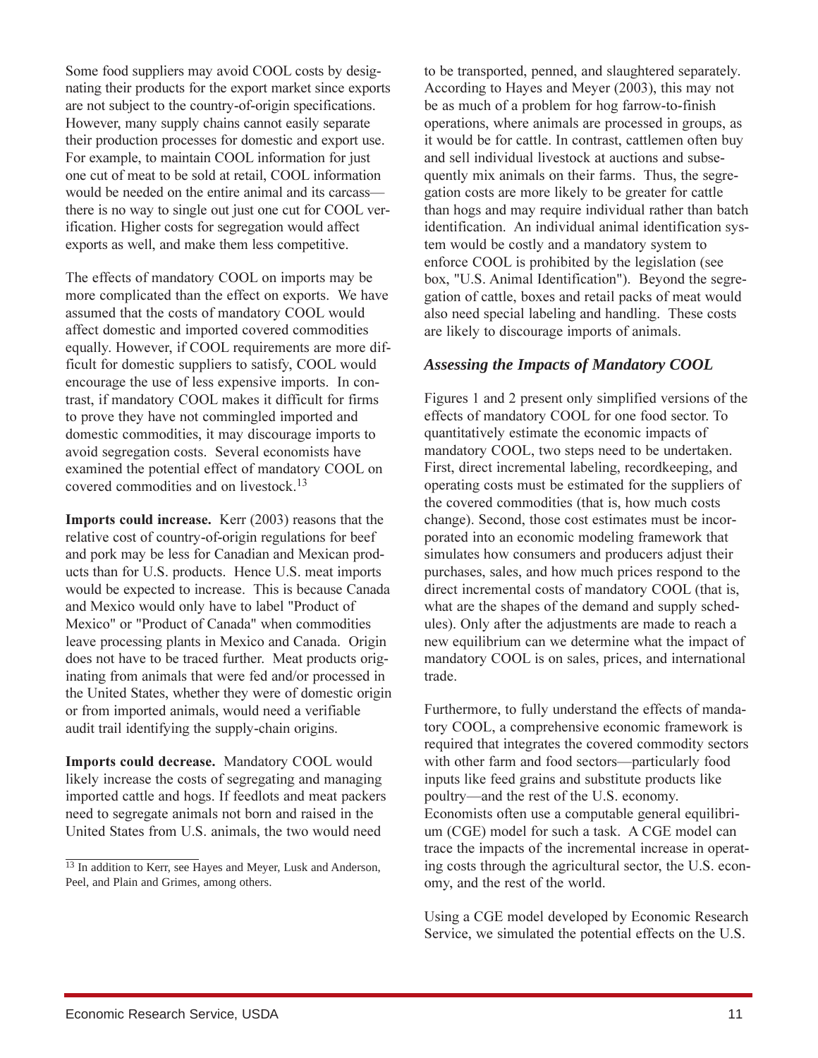Some food suppliers may avoid COOL costs by designating their products for the export market since exports are not subject to the country-of-origin specifications. However, many supply chains cannot easily separate their production processes for domestic and export use. For example, to maintain COOL information for just one cut of meat to be sold at retail, COOL information would be needed on the entire animal and its carcass—there is no way to single out just one cut for COOL verification. Higher costs for segregation would affect exports as well, and make them less competitive.

The effects of mandatory COOL on imports may be more complicated than the effect on exports. We have assumed that the costs of mandatory COOL would affect domestic and imported covered commodities equally. However, if COOL requirements are more difficult for domestic suppliers to satisfy, COOL would encourage the use of less expensive imports. In contrast, if mandatory COOL makes it difficult for firms to prove they have not commingled imported and domestic commodities, it may discourage imports to avoid segregation costs. Several economists have examined the potential effect of mandatory COOL on covered commodities and on livestock.[13]

**Imports could increase.** Kerr (2003) reasons that the relative cost of country-of-origin regulations for beef and pork may be less for Canadian and Mexican products than for U.S. products. Hence U.S. meat imports would be expected to increase. This is because Canada and Mexico would only have to label "Product of Mexico" or "Product of Canada" when commodities leave processing plants in Mexico and Canada. Origin does not have to be traced further. Meat products originating from animals that were fed and/or processed in the United States, whether they were of domestic origin or from imported animals, would need a verifiable audit trail identifying the supply-chain origins.

**Imports could decrease.** Mandatory COOL would likely increase the costs of segregating and managing imported cattle and hogs. If feedlots and meat packers need to segregate animals not born and raised in the United States from U.S. animals, the two would need to be transported, penned, and slaughtered separately. According to Hayes and Meyer (2003), this may not be as much of a problem for hog farrow-to-finish operations, where animals are processed in groups, as it would be for cattle. In contrast, cattlemen often buy and sell individual livestock at auctions and subsequently mix animals on their farms. Thus, the segregation costs are more likely to be greater for cattle than hogs and may require individual rather than batch identification. An individual animal identification system would be costly and a mandatory system to enforce COOL is prohibited by the legislation (see box, "U.S. Animal Identification"). Beyond the segregation of cattle, boxes and retail packs of meat would also need special labeling and handling. These costs are likely to discourage imports of animals.

### *Assessing the Impacts of Mandatory COOL*

Figures 1 and 2 present only simplified versions of the effects of mandatory COOL for one food sector. To quantitatively estimate the economic impacts of mandatory COOL, two steps need to be undertaken. First, direct incremental labeling, recordkeeping, and operating costs must be estimated for the suppliers of the covered commodities (that is, how much costs change). Second, those cost estimates must be incorporated into an economic modeling framework that simulates how consumers and producers adjust their purchases, sales, and how much prices respond to the direct incremental costs of mandatory COOL (that is, what are the shapes of the demand and supply schedules). Only after the adjustments are made to reach a new equilibrium can we determine what the impact of mandatory COOL is on sales, prices, and international trade.

Furthermore, to fully understand the effects of mandatory COOL, a comprehensive economic framework is required that integrates the covered commodity sectors with other farm and food sectors—particularly food inputs like feed grains and substitute products like poultry—and the rest of the U.S. economy. Economists often use a computable general equilibrium (CGE) model for such a task. A CGE model can trace the impacts of the incremental increase in operating costs through the agricultural sector, the U.S. economy, and the rest of the world.

Using a CGE model developed by Economic Research Service, we simulated the potential effects on the U.S.

[13] In addition to Kerr, see Hayes and Meyer, Lusk and Anderson, Peel, and Plain and Grimes, among others.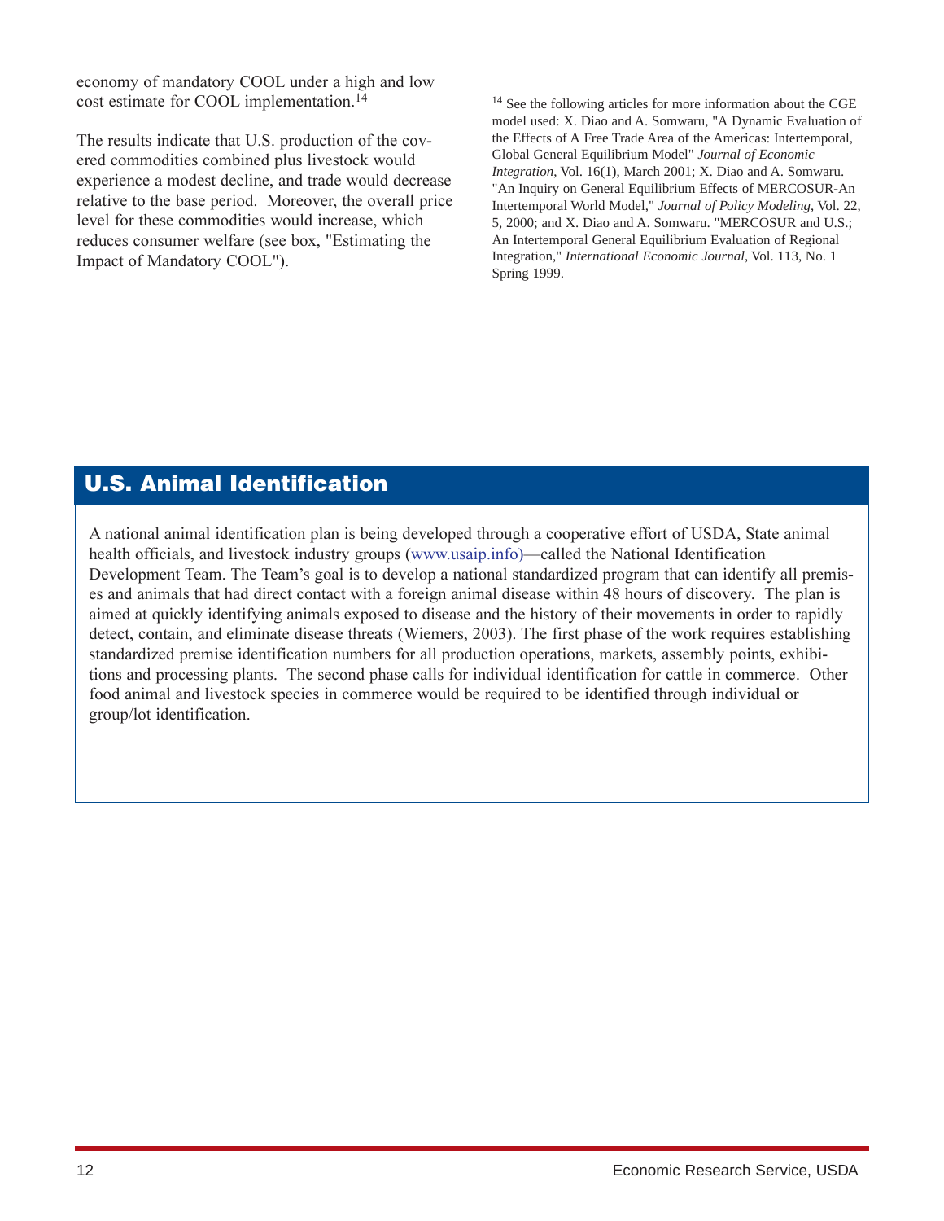economy of mandatory COOL under a high and low cost estimate for COOL implementation.[14]

The results indicate that U.S. production of the covered commodities combined plus livestock would experience a modest decline, and trade would decrease relative to the base period. Moreover, the overall price level for these commodities would increase, which reduces consumer welfare (see box, "Estimating the Impact of Mandatory COOL").

[14] See the following articles for more information about the CGE model used: X. Diao and A. Somwaru, "A Dynamic Evaluation of the Effects of A Free Trade Area of the Americas: Intertemporal, Global General Equilibrium Model" *Journal of Economic Integration*, Vol. 16(1), March 2001; X. Diao and A. Somwaru. "An Inquiry on General Equilibrium Effects of MERCOSUR-An Intertemporal World Model," *Journal of Policy Modeling*, Vol. 22, 5, 2000; and X. Diao and A. Somwaru. "MERCOSUR and U.S.; An Intertemporal General Equilibrium Evaluation of Regional Integration," *International Economic Journal*, Vol. 113, No. 1 Spring 1999.

## U.S. Animal Identification

A national animal identification plan is being developed through a cooperative effort of USDA, State animal health officials, and livestock industry groups (www.usaip.info)—called the National Identification Development Team. The Team's goal is to develop a national standardized program that can identify all premises and animals that had direct contact with a foreign animal disease within 48 hours of discovery. The plan is aimed at quickly identifying animals exposed to disease and the history of their movements in order to rapidly detect, contain, and eliminate disease threats (Wiemers, 2003). The first phase of the work requires establishing standardized premise identification numbers for all production operations, markets, assembly points, exhibitions and processing plants. The second phase calls for individual identification for cattle in commerce. Other food animal and livestock species in commerce would be required to be identified through individual or group/lot identification.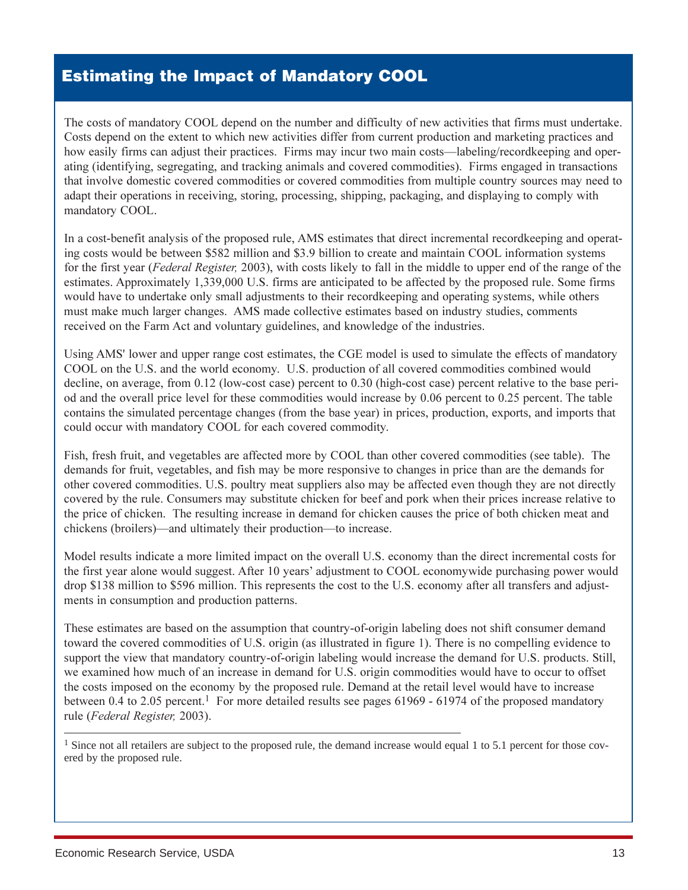## Estimating the Impact of Mandatory COOL

The costs of mandatory COOL depend on the number and difficulty of new activities that firms must undertake. Costs depend on the extent to which new activities differ from current production and marketing practices and how easily firms can adjust their practices. Firms may incur two main costs—labeling/recordkeeping and operating (identifying, segregating, and tracking animals and covered commodities). Firms engaged in transactions that involve domestic covered commodities or covered commodities from multiple country sources may need to adapt their operations in receiving, storing, processing, shipping, packaging, and displaying to comply with mandatory COOL.

In a cost-benefit analysis of the proposed rule, AMS estimates that direct incremental recordkeeping and operating costs would be between $582 million and $3.9 billion to create and maintain COOL information systems for the first year (*Federal Register,* 2003), with costs likely to fall in the middle to upper end of the range of the estimates. Approximately 1,339,000 U.S. firms are anticipated to be affected by the proposed rule. Some firms would have to undertake only small adjustments to their recordkeeping and operating systems, while others must make much larger changes. AMS made collective estimates based on industry studies, comments received on the Farm Act and voluntary guidelines, and knowledge of the industries.

Using AMS' lower and upper range cost estimates, the CGE model is used to simulate the effects of mandatory COOL on the U.S. and the world economy. U.S. production of all covered commodities combined would decline, on average, from 0.12 (low-cost case) percent to 0.30 (high-cost case) percent relative to the base period and the overall price level for these commodities would increase by 0.06 percent to 0.25 percent. The table contains the simulated percentage changes (from the base year) in prices, production, exports, and imports that could occur with mandatory COOL for each covered commodity.

Fish, fresh fruit, and vegetables are affected more by COOL than other covered commodities (see table). The demands for fruit, vegetables, and fish may be more responsive to changes in price than are the demands for other covered commodities. U.S. poultry meat suppliers also may be affected even though they are not directly covered by the rule. Consumers may substitute chicken for beef and pork when their prices increase relative to the price of chicken. The resulting increase in demand for chicken causes the price of both chicken meat and chickens (broilers)—and ultimately their production—to increase.

Model results indicate a more limited impact on the overall U.S. economy than the direct incremental costs for the first year alone would suggest. After 10 years' adjustment to COOL economywide purchasing power would drop $138 million to $596 million. This represents the cost to the U.S. economy after all transfers and adjustments in consumption and production patterns.

These estimates are based on the assumption that country-of-origin labeling does not shift consumer demand toward the covered commodities of U.S. origin (as illustrated in figure 1). There is no compelling evidence to support the view that mandatory country-of-origin labeling would increase the demand for U.S. products. Still, we examined how much of an increase in demand for U.S. origin commodities would have to occur to offset the costs imposed on the economy by the proposed rule. Demand at the retail level would have to increase between 0.4 to 2.05 percent.[1] For more detailed results see pages 61969 - 61974 of the proposed mandatory rule (*Federal Register,* 2003).

[1] Since not all retailers are subject to the proposed rule, the demand increase would equal 1 to 5.1 percent for those covered by the proposed rule.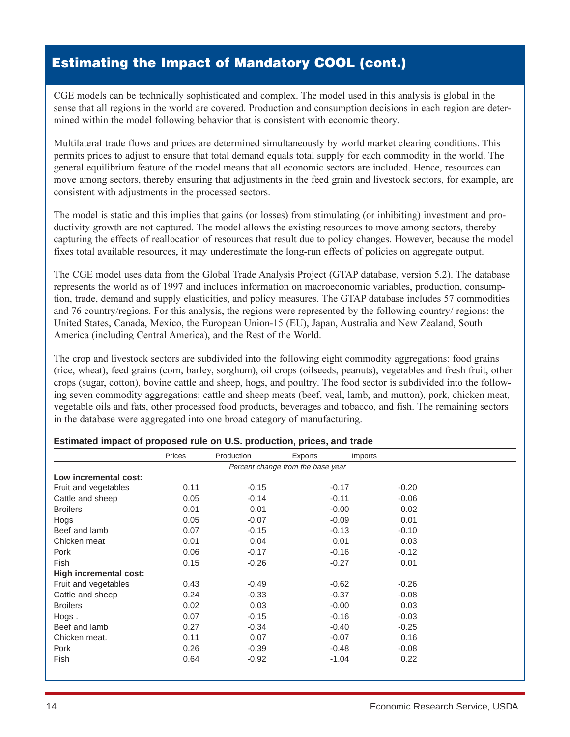## Estimating the Impact of Mandatory COOL (cont.)

CGE models can be technically sophisticated and complex. The model used in this analysis is global in the sense that all regions in the world are covered. Production and consumption decisions in each region are determined within the model following behavior that is consistent with economic theory.

Multilateral trade flows and prices are determined simultaneously by world market clearing conditions. This permits prices to adjust to ensure that total demand equals total supply for each commodity in the world. The general equilibrium feature of the model means that all economic sectors are included. Hence, resources can move among sectors, thereby ensuring that adjustments in the feed grain and livestock sectors, for example, are consistent with adjustments in the processed sectors.

The model is static and this implies that gains (or losses) from stimulating (or inhibiting) investment and productivity growth are not captured. The model allows the existing resources to move among sectors, thereby capturing the effects of reallocation of resources that result due to policy changes. However, because the model fixes total available resources, it may underestimate the long-run effects of policies on aggregate output.

The CGE model uses data from the Global Trade Analysis Project (GTAP database, version 5.2). The database represents the world as of 1997 and includes information on macroeconomic variables, production, consumption, trade, demand and supply elasticities, and policy measures. The GTAP database includes 57 commodities and 76 country/regions. For this analysis, the regions were represented by the following country/ regions: the United States, Canada, Mexico, the European Union-15 (EU), Japan, Australia and New Zealand, South America (including Central America), and the Rest of the World.

The crop and livestock sectors are subdivided into the following eight commodity aggregations: food grains (rice, wheat), feed grains (corn, barley, sorghum), oil crops (oilseeds, peanuts), vegetables and fresh fruit, other crops (sugar, cotton), bovine cattle and sheep, hogs, and poultry. The food sector is subdivided into the following seven commodity aggregations: cattle and sheep meats (beef, veal, lamb, and mutton), pork, chicken meat, vegetable oils and fats, other processed food products, beverages and tobacco, and fish. The remaining sectors in the database were aggregated into one broad category of manufacturing.

**Estimated impact of proposed rule on U.S. production, prices, and trade**

| | Prices | Production | Exports | Imports |
|---|---|---|---|---|
| | *Percent change from the base year* | | | |
| **Low incremental cost:** | | | | |
| Fruit and vegetables | 0.11 | -0.15 | -0.17 | -0.20 |
| Cattle and sheep | 0.05 | -0.14 | -0.11 | -0.06 |
| Broilers | 0.01 | 0.01 | -0.00 | 0.02 |
| Hogs | 0.05 | -0.07 | -0.09 | 0.01 |
| Beef and lamb | 0.07 | -0.15 | -0.13 | -0.10 |
| Chicken meat | 0.01 | 0.04 | 0.01 | 0.03 |
| Pork | 0.06 | -0.17 | -0.16 | -0.12 |
| Fish | 0.15 | -0.26 | -0.27 | 0.01 |
| **High incremental cost:** | | | | |
| Fruit and vegetables | 0.43 | -0.49 | -0.62 | -0.26 |
| Cattle and sheep | 0.24 | -0.33 | -0.37 | -0.08 |
| Broilers | 0.02 | 0.03 | -0.00 | 0.03 |
| Hogs . | 0.07 | -0.15 | -0.16 | -0.03 |
| Beef and lamb | 0.27 | -0.34 | -0.40 | -0.25 |
| Chicken meat. | 0.11 | 0.07 | -0.07 | 0.16 |
| Pork | 0.26 | -0.39 | -0.48 | -0.08 |
| Fish | 0.64 | -0.92 | -1.04 | 0.22 |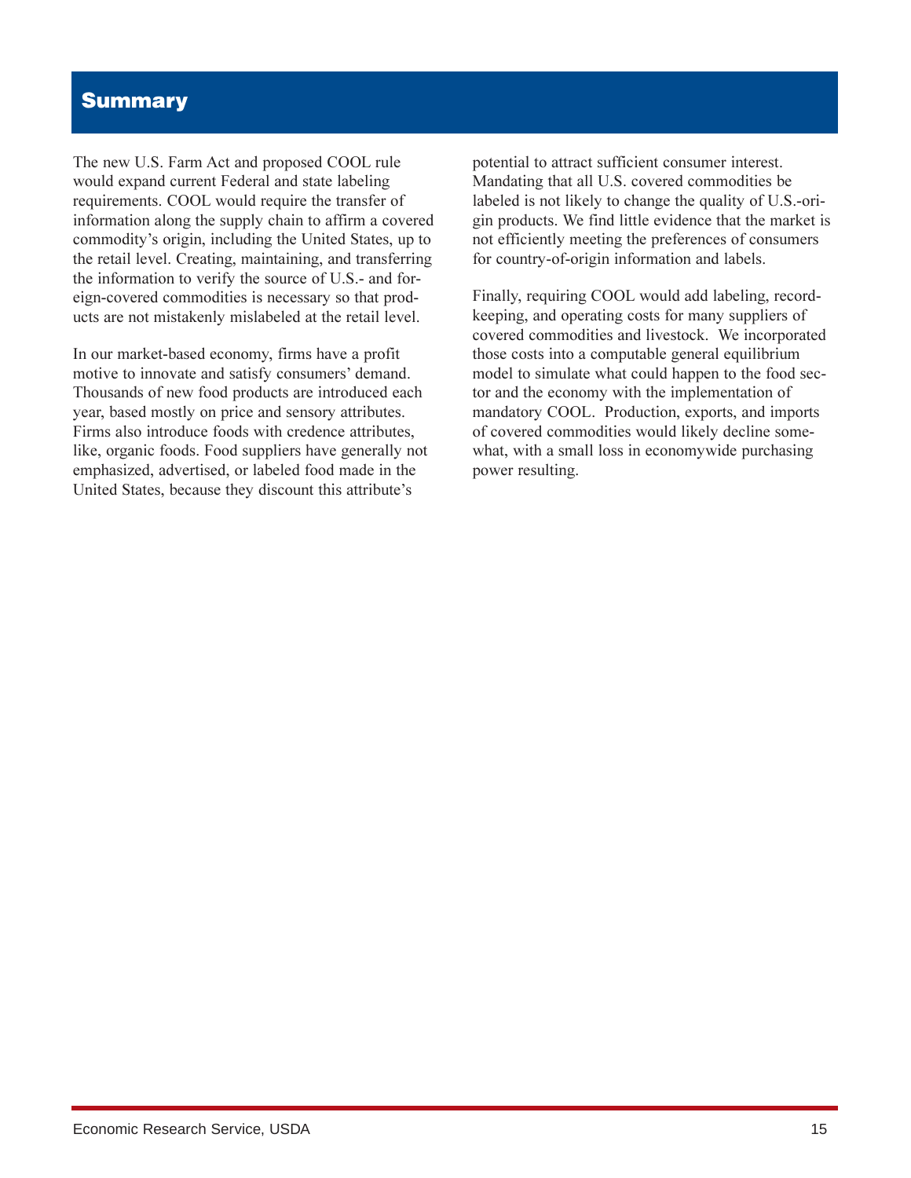## Summary

The new U.S. Farm Act and proposed COOL rule would expand current Federal and state labeling requirements. COOL would require the transfer of information along the supply chain to affirm a covered commodity's origin, including the United States, up to the retail level. Creating, maintaining, and transferring the information to verify the source of U.S.- and foreign-covered commodities is necessary so that products are not mistakenly mislabeled at the retail level.

In our market-based economy, firms have a profit motive to innovate and satisfy consumers' demand. Thousands of new food products are introduced each year, based mostly on price and sensory attributes. Firms also introduce foods with credence attributes, like, organic foods. Food suppliers have generally not emphasized, advertised, or labeled food made in the United States, because they discount this attribute's potential to attract sufficient consumer interest. Mandating that all U.S. covered commodities be labeled is not likely to change the quality of U.S.-origin products. We find little evidence that the market is not efficiently meeting the preferences of consumers for country-of-origin information and labels.

Finally, requiring COOL would add labeling, recordkeeping, and operating costs for many suppliers of covered commodities and livestock. We incorporated those costs into a computable general equilibrium model to simulate what could happen to the food sector and the economy with the implementation of mandatory COOL. Production, exports, and imports of covered commodities would likely decline somewhat, with a small loss in economywide purchasing power resulting.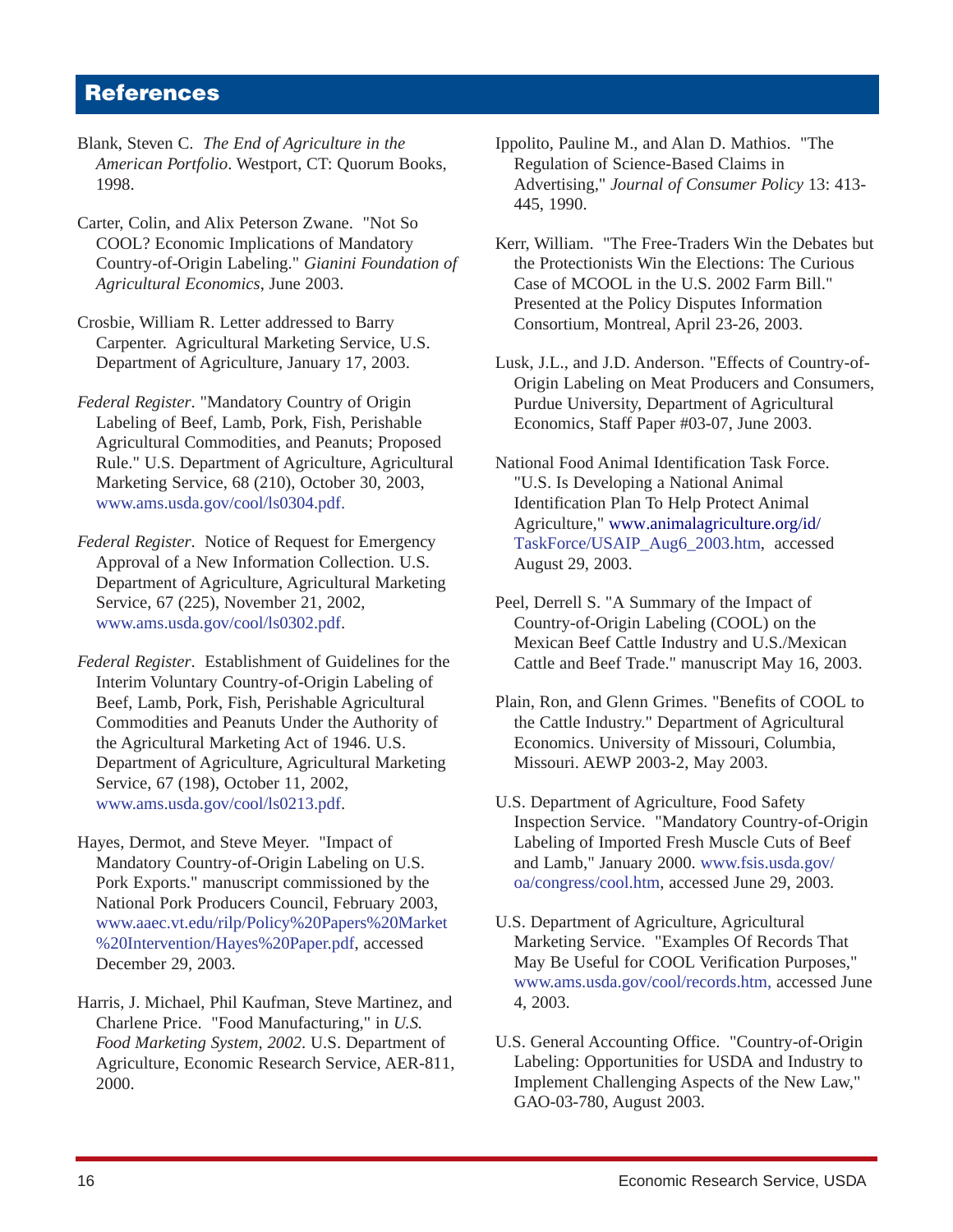## References

Blank, Steven C. *The End of Agriculture in the American Portfolio*. Westport, CT: Quorum Books, 1998.

Carter, Colin, and Alix Peterson Zwane. "Not So COOL? Economic Implications of Mandatory Country-of-Origin Labeling." *Gianini Foundation of Agricultural Economics*, June 2003.

Crosbie, William R. Letter addressed to Barry Carpenter. Agricultural Marketing Service, U.S. Department of Agriculture, January 17, 2003.

*Federal Register*. "Mandatory Country of Origin Labeling of Beef, Lamb, Pork, Fish, Perishable Agricultural Commodities, and Peanuts; Proposed Rule." U.S. Department of Agriculture, Agricultural Marketing Service, 68 (210), October 30, 2003, www.ams.usda.gov/cool/ls0304.pdf.

*Federal Register*. Notice of Request for Emergency Approval of a New Information Collection. U.S. Department of Agriculture, Agricultural Marketing Service, 67 (225), November 21, 2002, www.ams.usda.gov/cool/ls0302.pdf.

*Federal Register*. Establishment of Guidelines for the Interim Voluntary Country-of-Origin Labeling of Beef, Lamb, Pork, Fish, Perishable Agricultural Commodities and Peanuts Under the Authority of the Agricultural Marketing Act of 1946. U.S. Department of Agriculture, Agricultural Marketing Service, 67 (198), October 11, 2002, www.ams.usda.gov/cool/ls0213.pdf.

Hayes, Dermot, and Steve Meyer. "Impact of Mandatory Country-of-Origin Labeling on U.S. Pork Exports." manuscript commissioned by the National Pork Producers Council, February 2003, www.aaec.vt.edu/rilp/Policy%20Papers%20Market%20Intervention/Hayes%20Paper.pdf, accessed December 29, 2003.

Harris, J. Michael, Phil Kaufman, Steve Martinez, and Charlene Price. "Food Manufacturing," in *U.S. Food Marketing System, 2002*. U.S. Department of Agriculture, Economic Research Service, AER-811, 2000.

Ippolito, Pauline M., and Alan D. Mathios. "The Regulation of Science-Based Claims in Advertising," *Journal of Consumer Policy* 13: 413-445, 1990.

Kerr, William. "The Free-Traders Win the Debates but the Protectionists Win the Elections: The Curious Case of MCOOL in the U.S. 2002 Farm Bill." Presented at the Policy Disputes Information Consortium, Montreal, April 23-26, 2003.

Lusk, J.L., and J.D. Anderson. "Effects of Country-of-Origin Labeling on Meat Producers and Consumers, Purdue University, Department of Agricultural Economics, Staff Paper #03-07, June 2003.

National Food Animal Identification Task Force. "U.S. Is Developing a National Animal Identification Plan To Help Protect Animal Agriculture," www.animalagriculture.org/id/TaskForce/USAIP_Aug6_2003.htm, accessed August 29, 2003.

Peel, Derrell S. "A Summary of the Impact of Country-of-Origin Labeling (COOL) on the Mexican Beef Cattle Industry and U.S./Mexican Cattle and Beef Trade." manuscript May 16, 2003.

Plain, Ron, and Glenn Grimes. "Benefits of COOL to the Cattle Industry." Department of Agricultural Economics. University of Missouri, Columbia, Missouri. AEWP 2003-2, May 2003.

U.S. Department of Agriculture, Food Safety Inspection Service. "Mandatory Country-of-Origin Labeling of Imported Fresh Muscle Cuts of Beef and Lamb," January 2000. www.fsis.usda.gov/oa/congress/cool.htm, accessed June 29, 2003.

U.S. Department of Agriculture, Agricultural Marketing Service. "Examples Of Records That May Be Useful for COOL Verification Purposes," www.ams.usda.gov/cool/records.htm, accessed June 4, 2003.

U.S. General Accounting Office. "Country-of-Origin Labeling: Opportunities for USDA and Industry to Implement Challenging Aspects of the New Law," GAO-03-780, August 2003.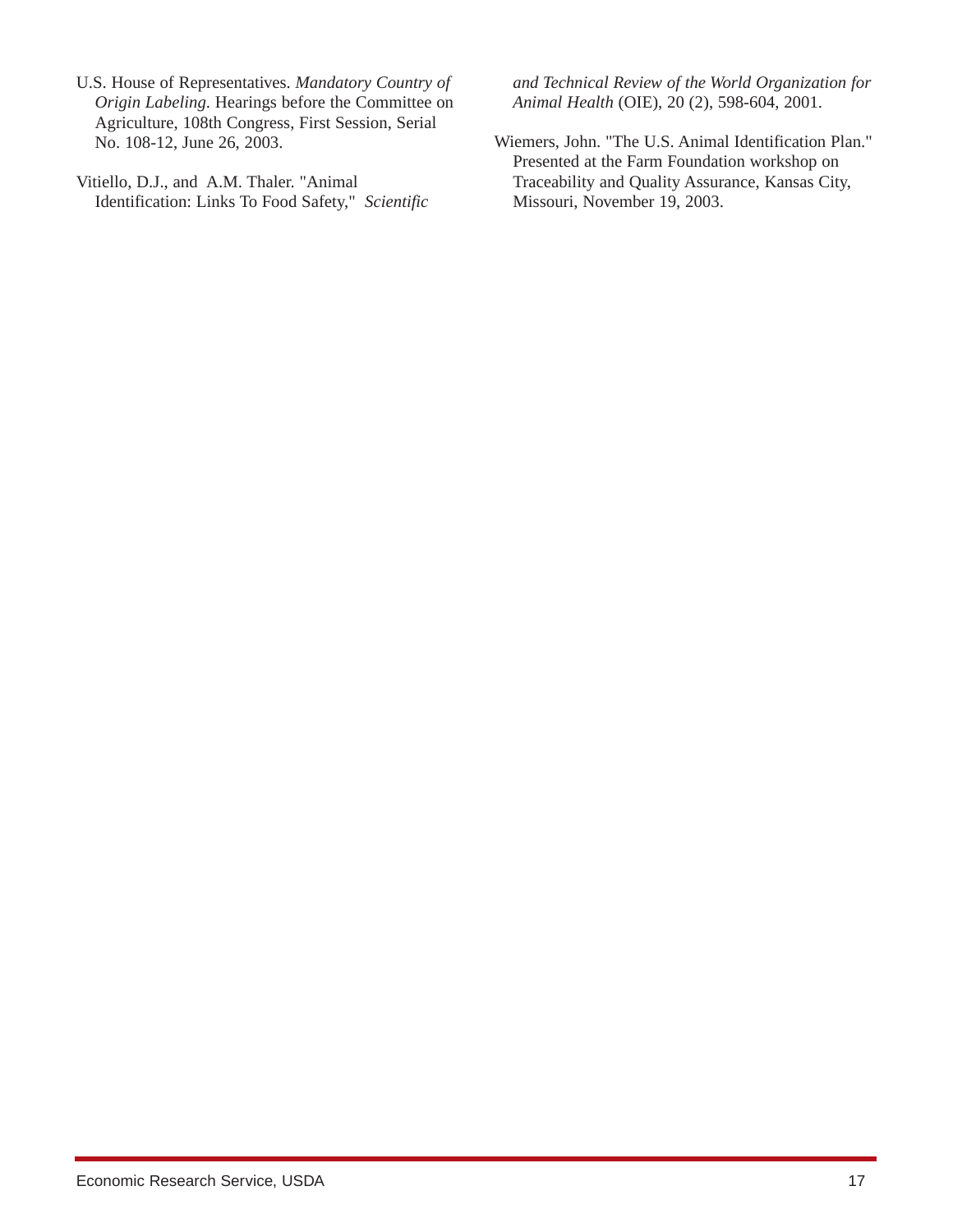U.S. House of Representatives. *Mandatory Country of Origin Labeling*. Hearings before the Committee on Agriculture, 108th Congress, First Session, Serial No. 108-12, June 26, 2003.

Vitiello, D.J., and A.M. Thaler. "Animal Identification: Links To Food Safety," *Scientific and Technical Review of the World Organization for Animal Health* (OIE), 20 (2), 598-604, 2001.

Wiemers, John. "The U.S. Animal Identification Plan." Presented at the Farm Foundation workshop on Traceability and Quality Assurance, Kansas City, Missouri, November 19, 2003.